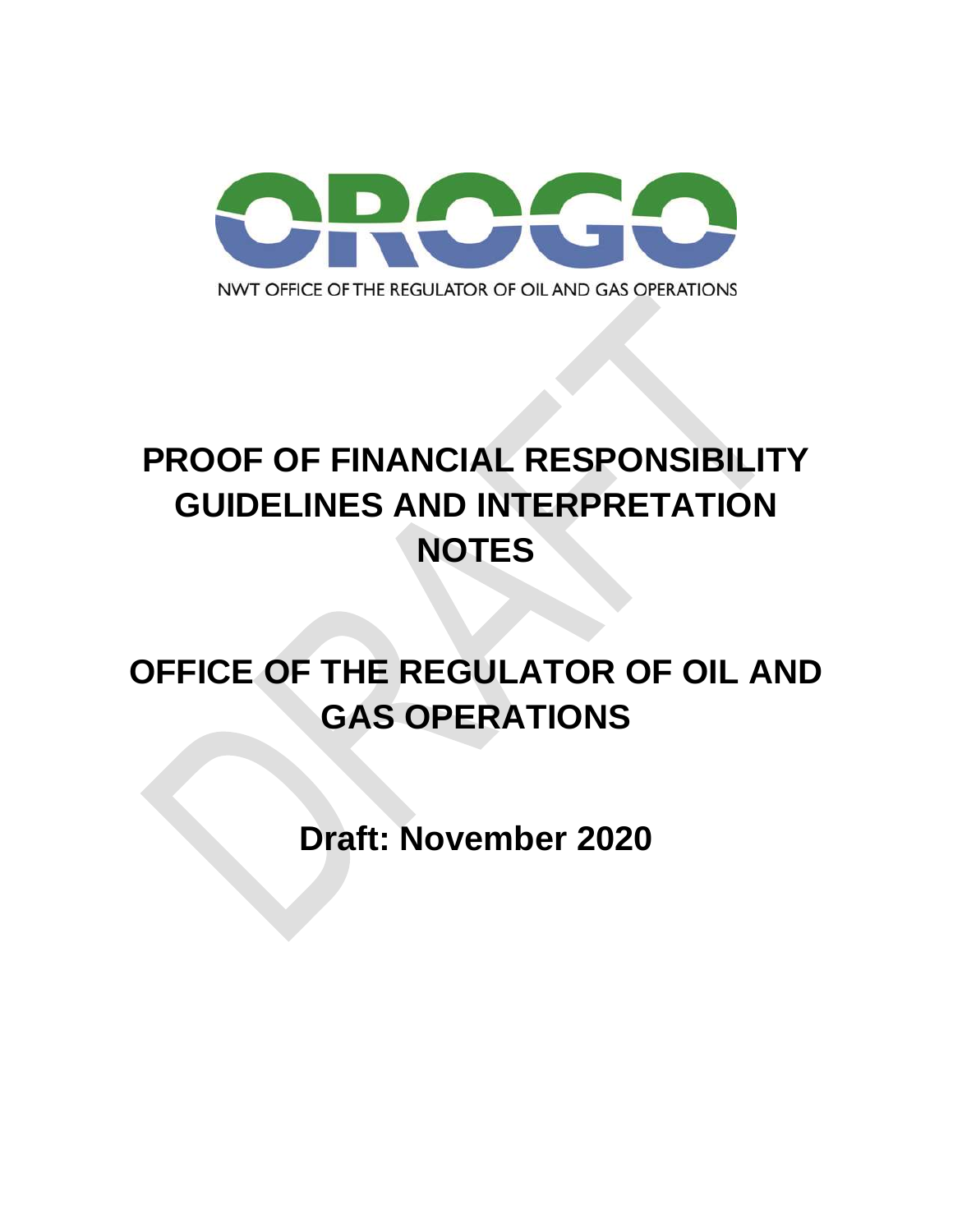OROGO

NWT OFFICE OF THE REGULATOR OF OIL AND GAS OPERATIONS

# PROOF OF FINANCIAL RESPONSIBILITY GUIDELINES AND INTERPRETATION NOTES

# OFFICE OF THE REGULATOR OF OIL AND GAS OPERATIONS

## Draft: November 2020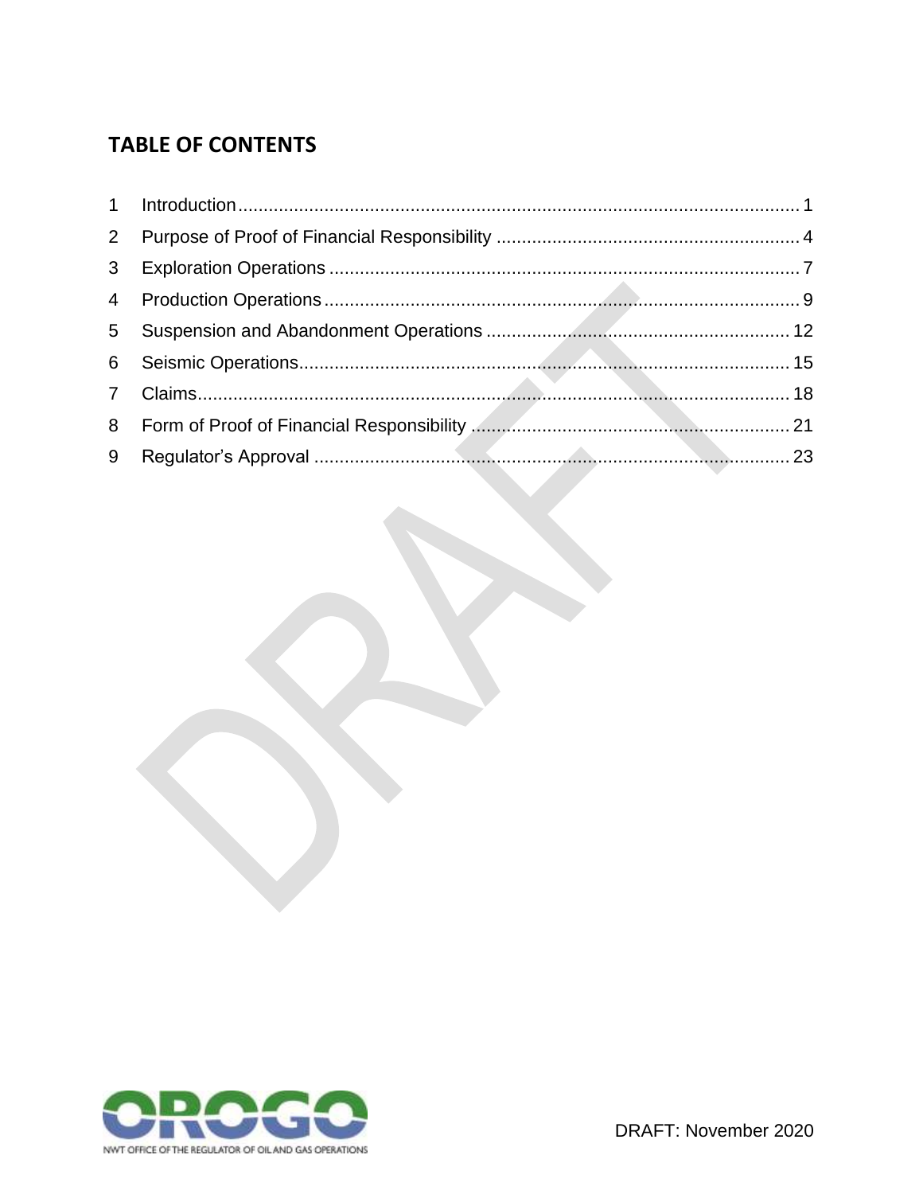## TABLE OF CONTENTS

1 Introduction ........ 1
2 Purpose of Proof of Financial Responsibility ........ 4
3 Exploration Operations ........ 7
4 Production Operations ........ 9
5 Suspension and Abandonment Operations ........ 12
6 Seismic Operations ........ 15
7 Claims ........ 18
8 Form of Proof of Financial Responsibility ........ 21
9 Regulator's Approval ........ 23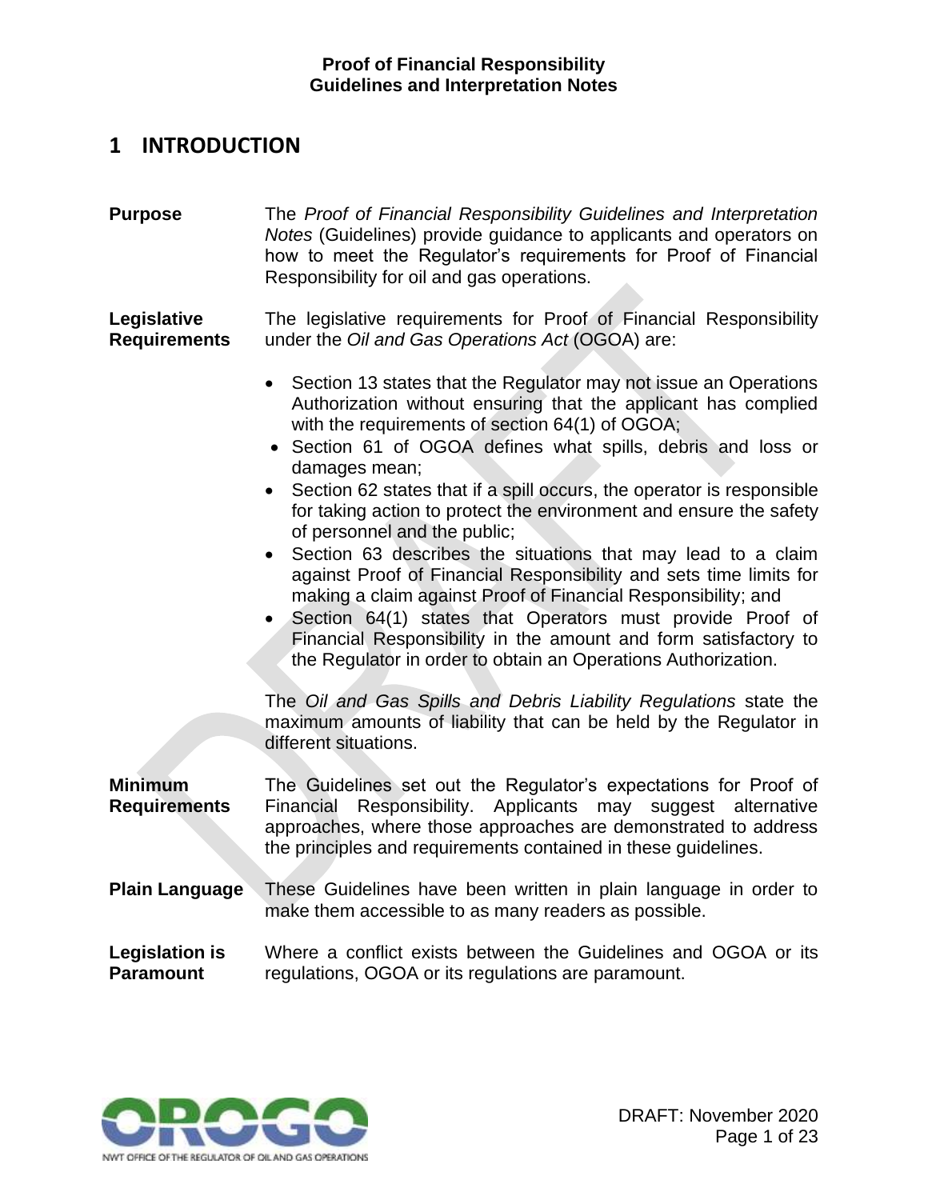# 1 INTRODUCTION

**Purpose**

The *Proof of Financial Responsibility Guidelines and Interpretation Notes* (Guidelines) provide guidance to applicants and operators on how to meet the Regulator's requirements for Proof of Financial Responsibility for oil and gas operations.

**Legislative Requirements**

The legislative requirements for Proof of Financial Responsibility under the *Oil and Gas Operations Act* (OGOA) are:

- Section 13 states that the Regulator may not issue an Operations Authorization without ensuring that the applicant has complied with the requirements of section 64(1) of OGOA;
- Section 61 of OGOA defines what spills, debris and loss or damages mean;
- Section 62 states that if a spill occurs, the operator is responsible for taking action to protect the environment and ensure the safety of personnel and the public;
- Section 63 describes the situations that may lead to a claim against Proof of Financial Responsibility and sets time limits for making a claim against Proof of Financial Responsibility; and
- Section 64(1) states that Operators must provide Proof of Financial Responsibility in the amount and form satisfactory to the Regulator in order to obtain an Operations Authorization.

The *Oil and Gas Spills and Debris Liability Regulations* state the maximum amounts of liability that can be held by the Regulator in different situations.

**Minimum Requirements**

The Guidelines set out the Regulator's expectations for Proof of Financial Responsibility. Applicants may suggest alternative approaches, where those approaches are demonstrated to address the principles and requirements contained in these guidelines.

**Plain Language**

These Guidelines have been written in plain language in order to make them accessible to as many readers as possible.

**Legislation is Paramount**

Where a conflict exists between the Guidelines and OGOA or its regulations, OGOA or its regulations are paramount.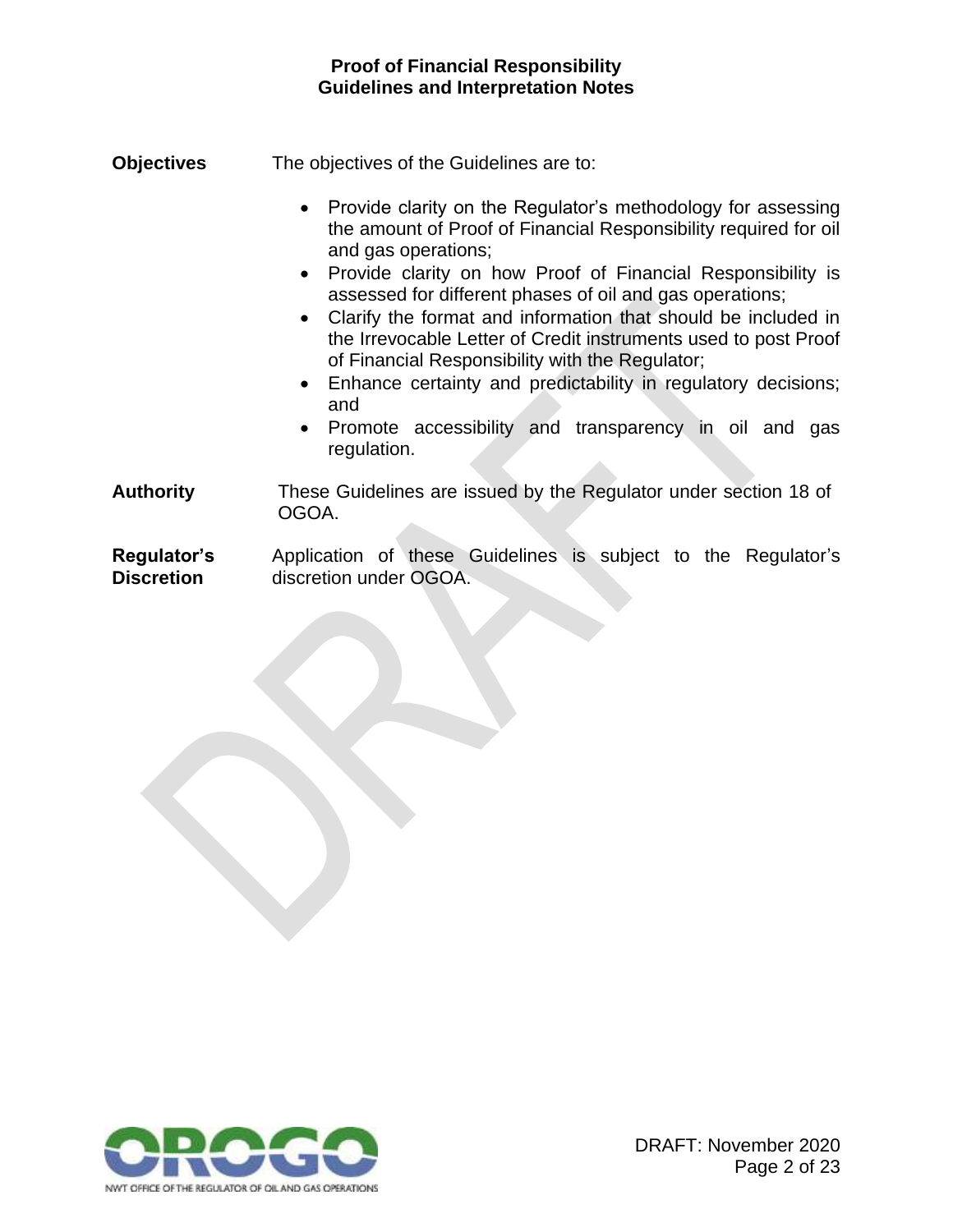**Objectives**

The objectives of the Guidelines are to:

- Provide clarity on the Regulator's methodology for assessing the amount of Proof of Financial Responsibility required for oil and gas operations;
- Provide clarity on how Proof of Financial Responsibility is assessed for different phases of oil and gas operations;
- Clarify the format and information that should be included in the Irrevocable Letter of Credit instruments used to post Proof of Financial Responsibility with the Regulator;
- Enhance certainty and predictability in regulatory decisions; and
- Promote accessibility and transparency in oil and gas regulation.

**Authority**

These Guidelines are issued by the Regulator under section 18 of OGOA.

**Regulator's Discretion**

Application of these Guidelines is subject to the Regulator's discretion under OGOA.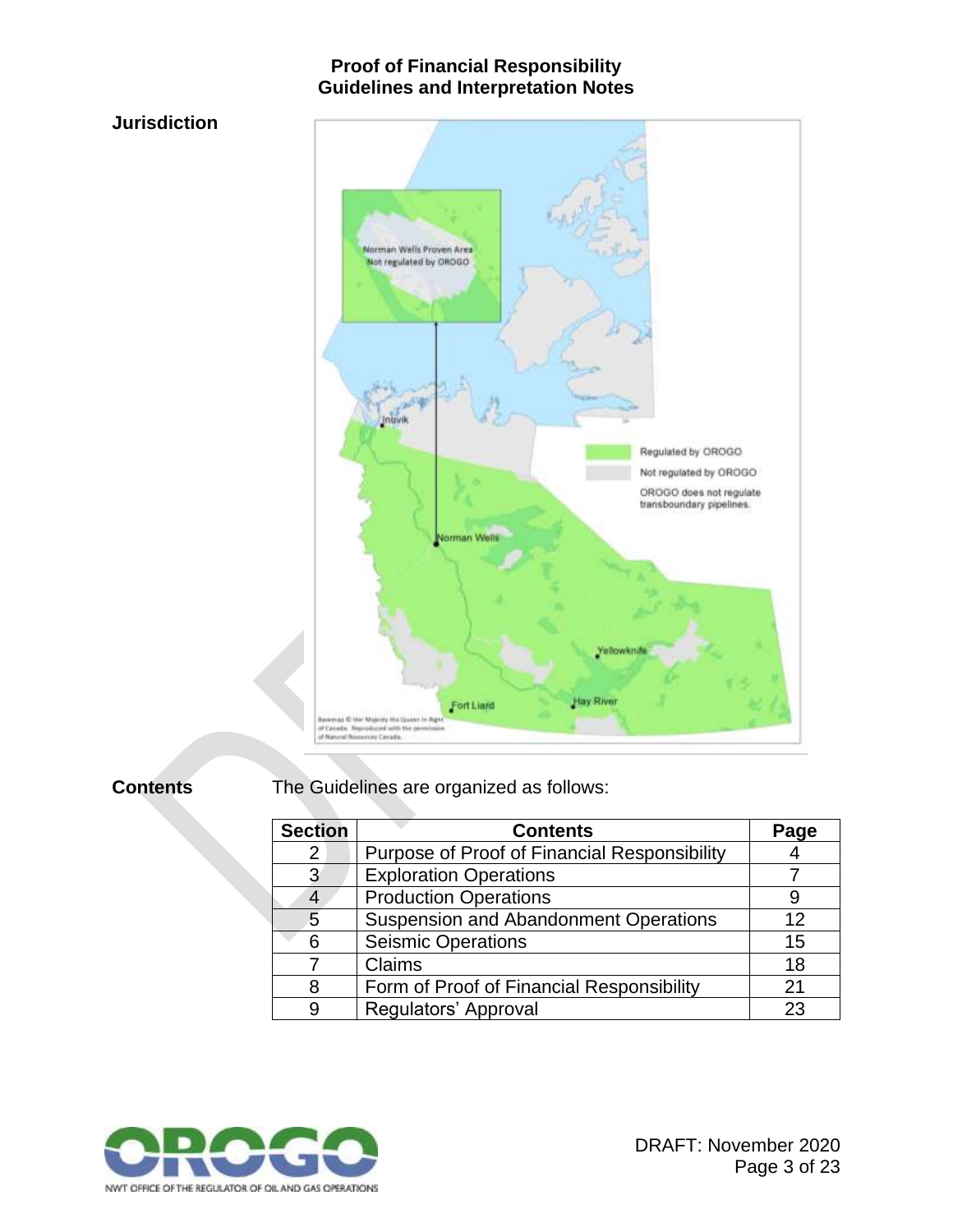**Jurisdiction**

**Contents**

The Guidelines are organized as follows:

| Section | Contents | Page |
|---|---|---|
| 2 | Purpose of Proof of Financial Responsibility | 4 |
| 3 | Exploration Operations | 7 |
| 4 | Production Operations | 9 |
| 5 | Suspension and Abandonment Operations | 12 |
| 6 | Seismic Operations | 15 |
| 7 | Claims | 18 |
| 8 | Form of Proof of Financial Responsibility | 21 |
| 9 | Regulators' Approval | 23 |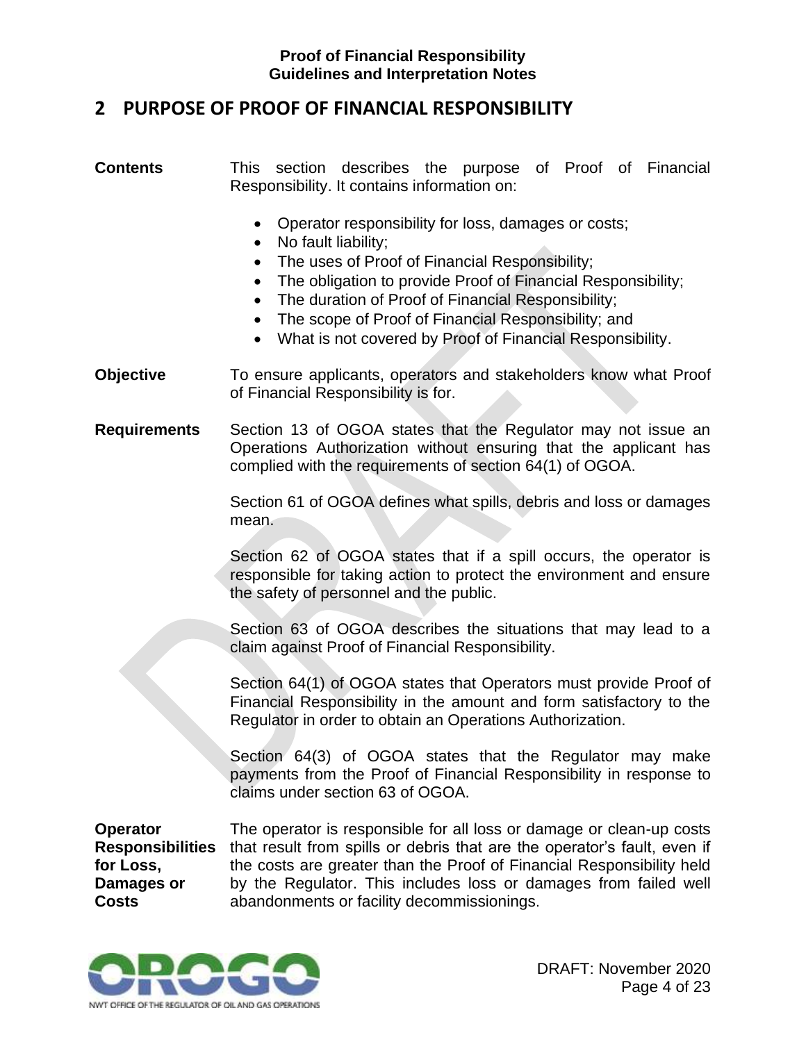## 2 PURPOSE OF PROOF OF FINANCIAL RESPONSIBILITY

**Contents**

This section describes the purpose of Proof of Financial Responsibility. It contains information on:

- Operator responsibility for loss, damages or costs;
- No fault liability;
- The uses of Proof of Financial Responsibility;
- The obligation to provide Proof of Financial Responsibility;
- The duration of Proof of Financial Responsibility;
- The scope of Proof of Financial Responsibility; and
- What is not covered by Proof of Financial Responsibility.

**Objective**

To ensure applicants, operators and stakeholders know what Proof of Financial Responsibility is for.

**Requirements**

Section 13 of OGOA states that the Regulator may not issue an Operations Authorization without ensuring that the applicant has complied with the requirements of section 64(1) of OGOA.

Section 61 of OGOA defines what spills, debris and loss or damages mean.

Section 62 of OGOA states that if a spill occurs, the operator is responsible for taking action to protect the environment and ensure the safety of personnel and the public.

Section 63 of OGOA describes the situations that may lead to a claim against Proof of Financial Responsibility.

Section 64(1) of OGOA states that Operators must provide Proof of Financial Responsibility in the amount and form satisfactory to the Regulator in order to obtain an Operations Authorization.

Section 64(3) of OGOA states that the Regulator may make payments from the Proof of Financial Responsibility in response to claims under section 63 of OGOA.

**Operator Responsibilities for Loss, Damages or Costs**

The operator is responsible for all loss or damage or clean-up costs that result from spills or debris that are the operator's fault, even if the costs are greater than the Proof of Financial Responsibility held by the Regulator. This includes loss or damages from failed well abandonments or facility decommissionings.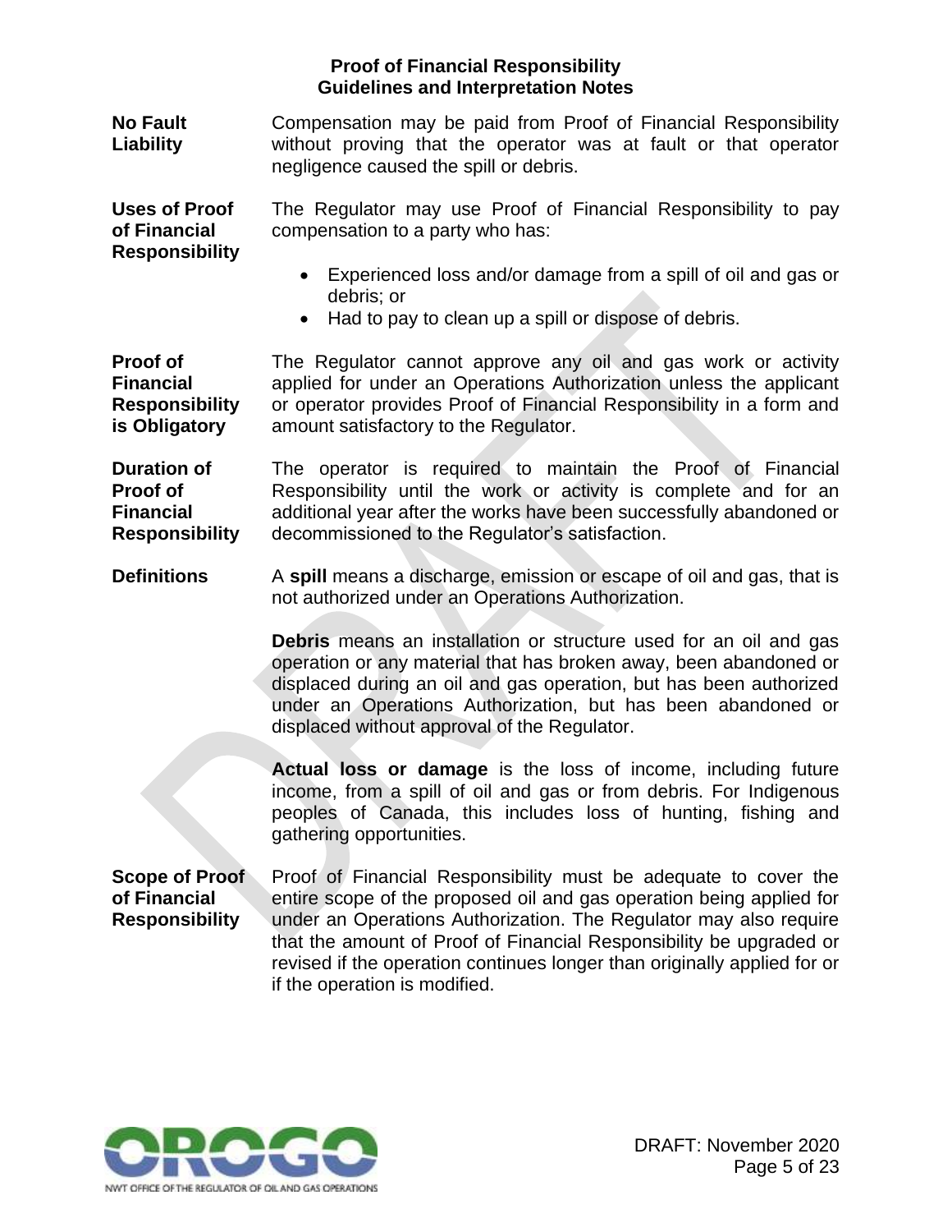**No Fault Liability**

Compensation may be paid from Proof of Financial Responsibility without proving that the operator was at fault or that operator negligence caused the spill or debris.

**Uses of Proof of Financial Responsibility**

The Regulator may use Proof of Financial Responsibility to pay compensation to a party who has:

- Experienced loss and/or damage from a spill of oil and gas or debris; or
- Had to pay to clean up a spill or dispose of debris.

**Proof of Financial Responsibility is Obligatory**

The Regulator cannot approve any oil and gas work or activity applied for under an Operations Authorization unless the applicant or operator provides Proof of Financial Responsibility in a form and amount satisfactory to the Regulator.

**Duration of Proof of Financial Responsibility**

The operator is required to maintain the Proof of Financial Responsibility until the work or activity is complete and for an additional year after the works have been successfully abandoned or decommissioned to the Regulator's satisfaction.

**Definitions**

A **spill** means a discharge, emission or escape of oil and gas, that is not authorized under an Operations Authorization.

**Debris** means an installation or structure used for an oil and gas operation or any material that has broken away, been abandoned or displaced during an oil and gas operation, but has been authorized under an Operations Authorization, but has been abandoned or displaced without approval of the Regulator.

**Actual loss or damage** is the loss of income, including future income, from a spill of oil and gas or from debris. For Indigenous peoples of Canada, this includes loss of hunting, fishing and gathering opportunities.

**Scope of Proof of Financial Responsibility**

Proof of Financial Responsibility must be adequate to cover the entire scope of the proposed oil and gas operation being applied for under an Operations Authorization. The Regulator may also require that the amount of Proof of Financial Responsibility be upgraded or revised if the operation continues longer than originally applied for or if the operation is modified.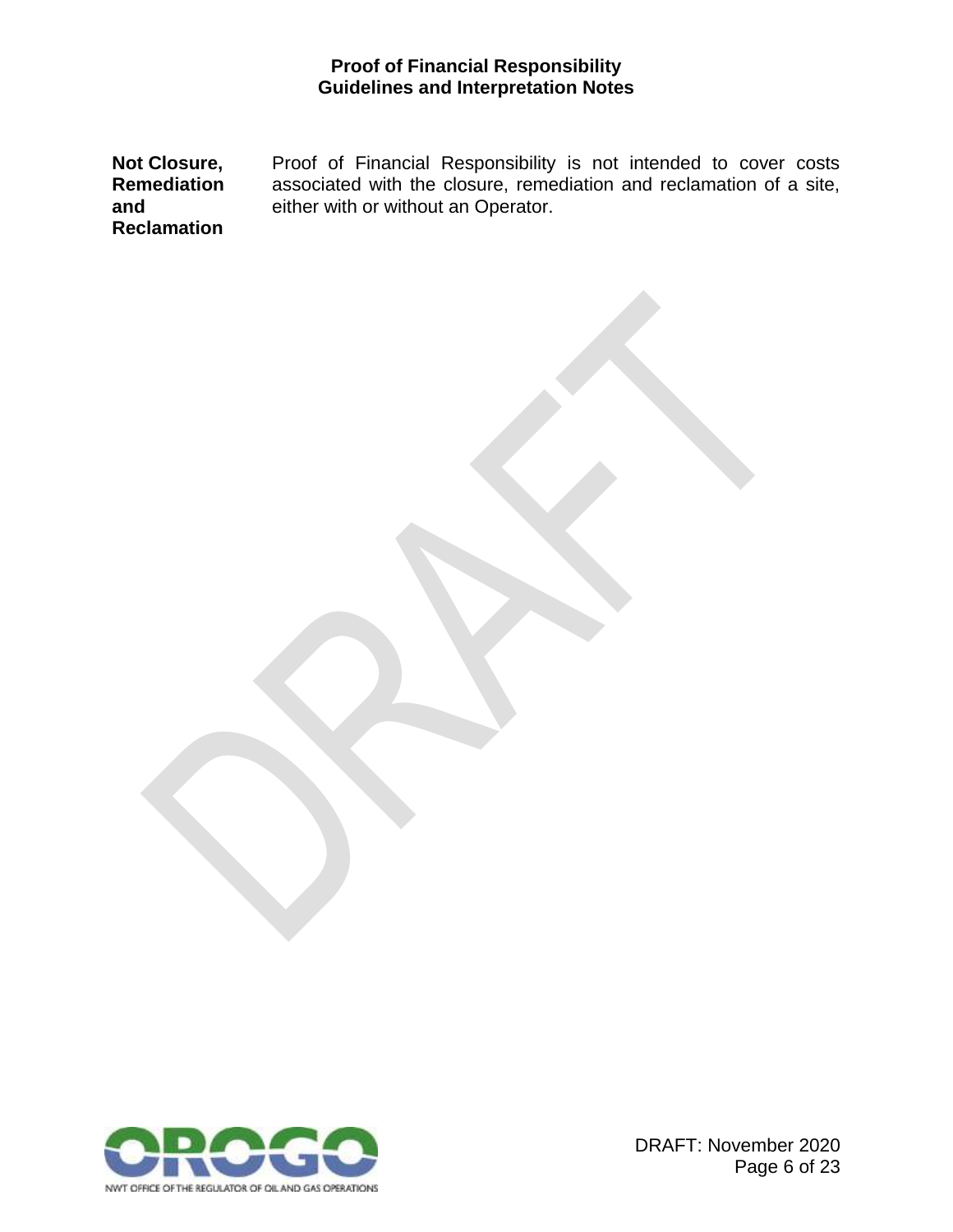**Not Closure, Remediation and Reclamation**

Proof of Financial Responsibility is not intended to cover costs associated with the closure, remediation and reclamation of a site, either with or without an Operator.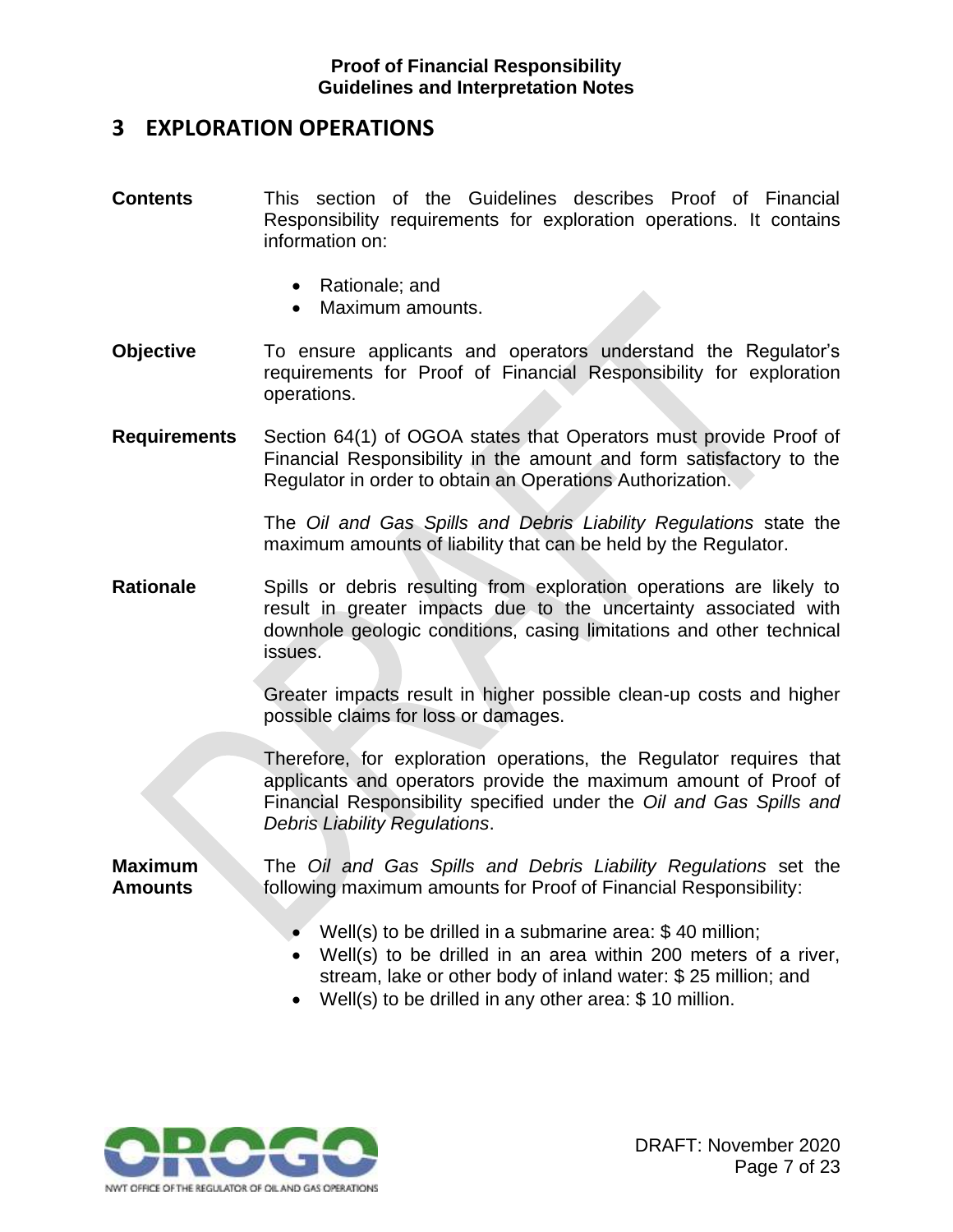# 3 EXPLORATION OPERATIONS

**Contents**

This section of the Guidelines describes Proof of Financial Responsibility requirements for exploration operations. It contains information on:

- Rationale; and
- Maximum amounts.

**Objective**

To ensure applicants and operators understand the Regulator's requirements for Proof of Financial Responsibility for exploration operations.

**Requirements**

Section 64(1) of OGOA states that Operators must provide Proof of Financial Responsibility in the amount and form satisfactory to the Regulator in order to obtain an Operations Authorization.

The *Oil and Gas Spills and Debris Liability Regulations* state the maximum amounts of liability that can be held by the Regulator.

**Rationale**

Spills or debris resulting from exploration operations are likely to result in greater impacts due to the uncertainty associated with downhole geologic conditions, casing limitations and other technical issues.

Greater impacts result in higher possible clean-up costs and higher possible claims for loss or damages.

Therefore, for exploration operations, the Regulator requires that applicants and operators provide the maximum amount of Proof of Financial Responsibility specified under the *Oil and Gas Spills and Debris Liability Regulations*.

**Maximum Amounts**

The *Oil and Gas Spills and Debris Liability Regulations* set the following maximum amounts for Proof of Financial Responsibility:

- Well(s) to be drilled in a submarine area: $ 40 million;
- Well(s) to be drilled in an area within 200 meters of a river, stream, lake or other body of inland water: $ 25 million; and
- Well(s) to be drilled in any other area: $ 10 million.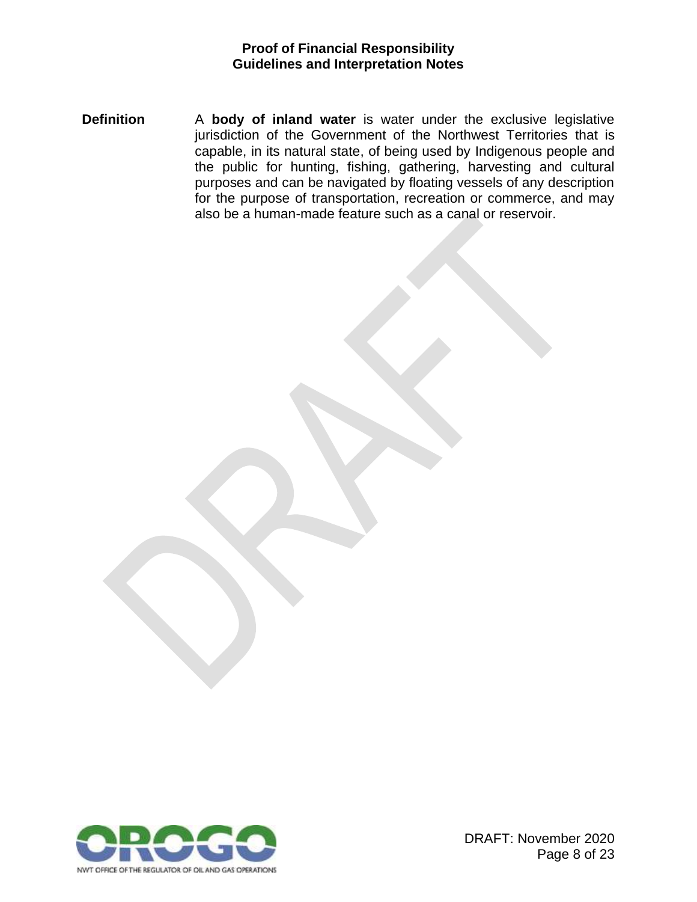**Definition**

A **body of inland water** is water under the exclusive legislative jurisdiction of the Government of the Northwest Territories that is capable, in its natural state, of being used by Indigenous people and the public for hunting, fishing, gathering, harvesting and cultural purposes and can be navigated by floating vessels of any description for the purpose of transportation, recreation or commerce, and may also be a human-made feature such as a canal or reservoir.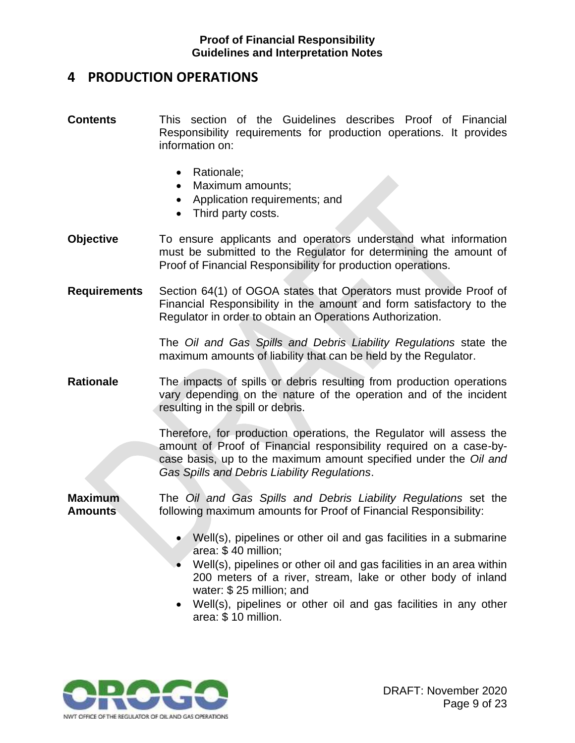## 4 PRODUCTION OPERATIONS

**Contents** This section of the Guidelines describes Proof of Financial Responsibility requirements for production operations. It provides information on:

- Rationale;
- Maximum amounts;
- Application requirements; and
- Third party costs.

**Objective** To ensure applicants and operators understand what information must be submitted to the Regulator for determining the amount of Proof of Financial Responsibility for production operations.

**Requirements** Section 64(1) of OGOA states that Operators must provide Proof of Financial Responsibility in the amount and form satisfactory to the Regulator in order to obtain an Operations Authorization.

The *Oil and Gas Spills and Debris Liability Regulations* state the maximum amounts of liability that can be held by the Regulator.

**Rationale** The impacts of spills or debris resulting from production operations vary depending on the nature of the operation and of the incident resulting in the spill or debris.

Therefore, for production operations, the Regulator will assess the amount of Proof of Financial responsibility required on a case-by-case basis, up to the maximum amount specified under the *Oil and Gas Spills and Debris Liability Regulations*.

**Maximum Amounts** The *Oil and Gas Spills and Debris Liability Regulations* set the following maximum amounts for Proof of Financial Responsibility:

- Well(s), pipelines or other oil and gas facilities in a submarine area: $ 40 million;
- Well(s), pipelines or other oil and gas facilities in an area within 200 meters of a river, stream, lake or other body of inland water: $ 25 million; and
- Well(s), pipelines or other oil and gas facilities in any other area: $ 10 million.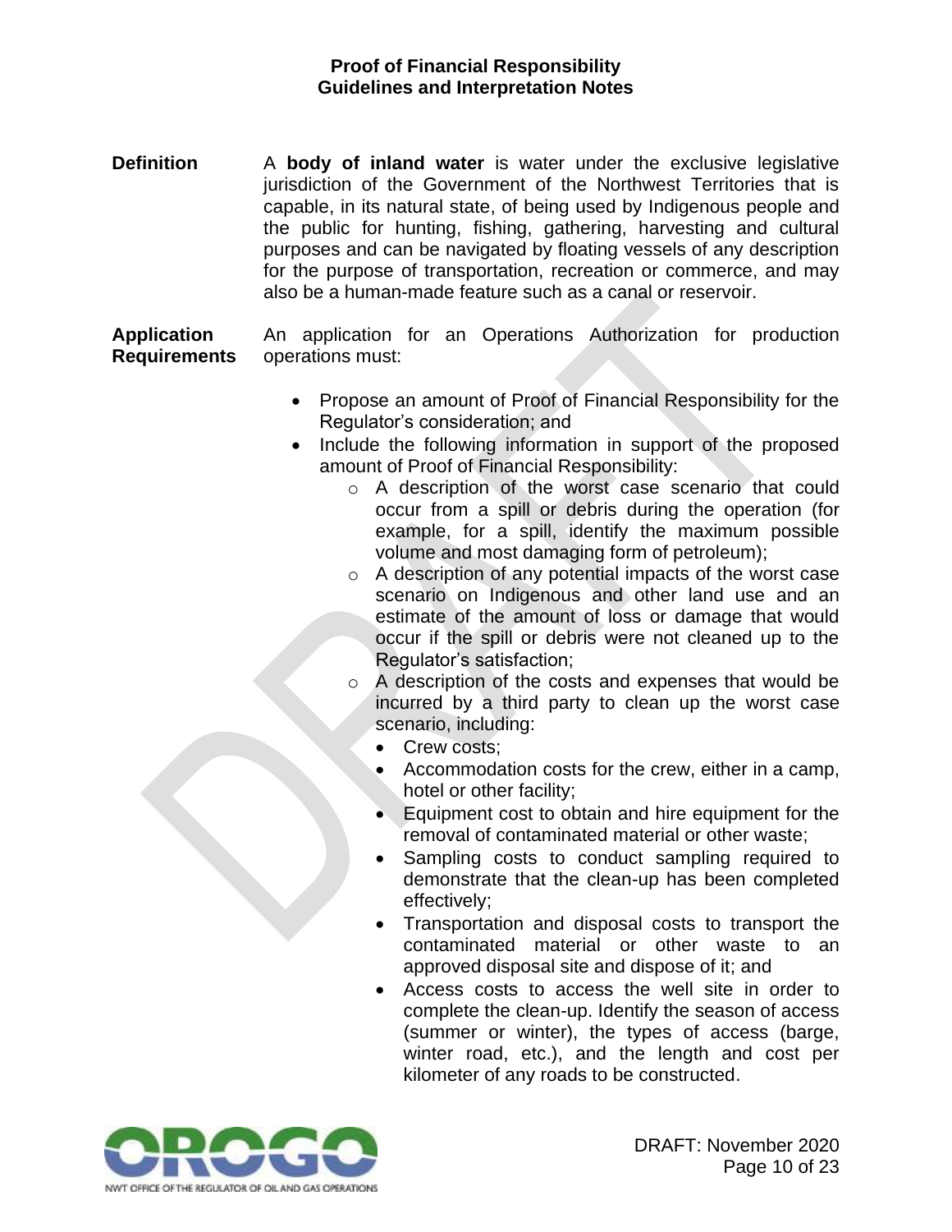**Definition**

A **body of inland water** is water under the exclusive legislative jurisdiction of the Government of the Northwest Territories that is capable, in its natural state, of being used by Indigenous people and the public for hunting, fishing, gathering, harvesting and cultural purposes and can be navigated by floating vessels of any description for the purpose of transportation, recreation or commerce, and may also be a human-made feature such as a canal or reservoir.

**Application Requirements**

An application for an Operations Authorization for production operations must:

- Propose an amount of Proof of Financial Responsibility for the Regulator's consideration; and
- Include the following information in support of the proposed amount of Proof of Financial Responsibility:
  - A description of the worst case scenario that could occur from a spill or debris during the operation (for example, for a spill, identify the maximum possible volume and most damaging form of petroleum);
  - A description of any potential impacts of the worst case scenario on Indigenous and other land use and an estimate of the amount of loss or damage that would occur if the spill or debris were not cleaned up to the Regulator's satisfaction;
  - A description of the costs and expenses that would be incurred by a third party to clean up the worst case scenario, including:
    - Crew costs;
    - Accommodation costs for the crew, either in a camp, hotel or other facility;
    - Equipment cost to obtain and hire equipment for the removal of contaminated material or other waste;
    - Sampling costs to conduct sampling required to demonstrate that the clean-up has been completed effectively;
    - Transportation and disposal costs to transport the contaminated material or other waste to an approved disposal site and dispose of it; and
    - Access costs to access the well site in order to complete the clean-up. Identify the season of access (summer or winter), the types of access (barge, winter road, etc.), and the length and cost per kilometer of any roads to be constructed.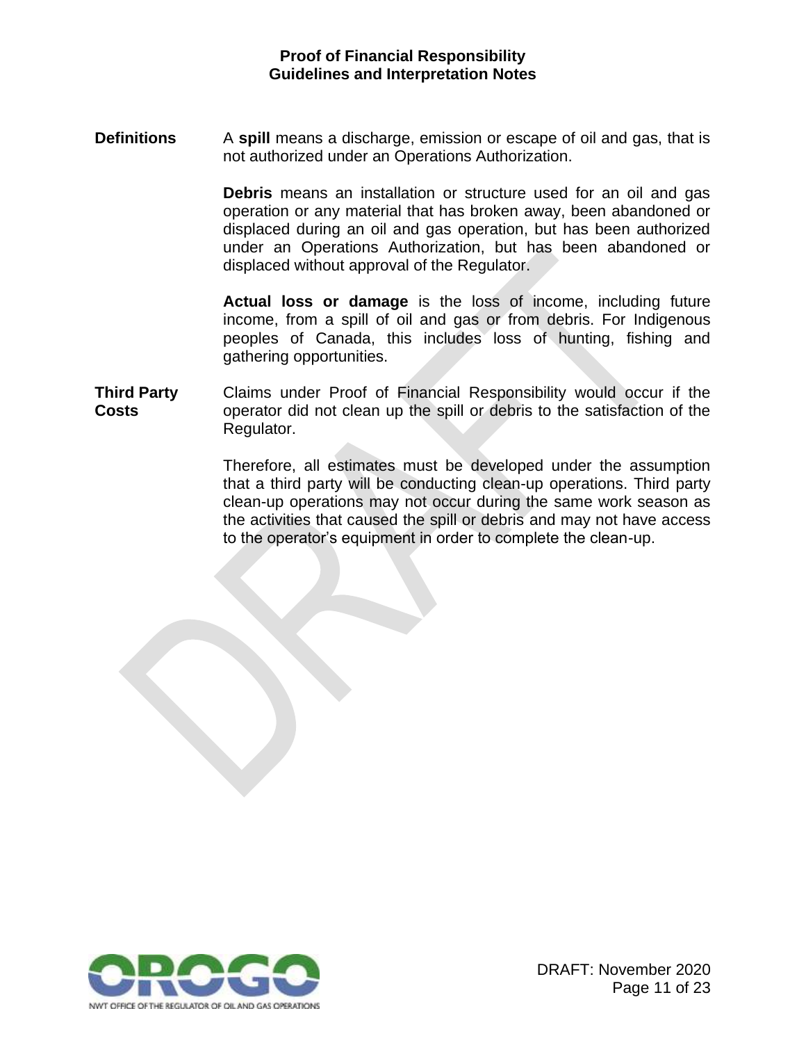**Definitions**

A **spill** means a discharge, emission or escape of oil and gas, that is not authorized under an Operations Authorization.

**Debris** means an installation or structure used for an oil and gas operation or any material that has broken away, been abandoned or displaced during an oil and gas operation, but has been authorized under an Operations Authorization, but has been abandoned or displaced without approval of the Regulator.

**Actual loss or damage** is the loss of income, including future income, from a spill of oil and gas or from debris. For Indigenous peoples of Canada, this includes loss of hunting, fishing and gathering opportunities.

**Third Party Costs**

Claims under Proof of Financial Responsibility would occur if the operator did not clean up the spill or debris to the satisfaction of the Regulator.

Therefore, all estimates must be developed under the assumption that a third party will be conducting clean-up operations. Third party clean-up operations may not occur during the same work season as the activities that caused the spill or debris and may not have access to the operator's equipment in order to complete the clean-up.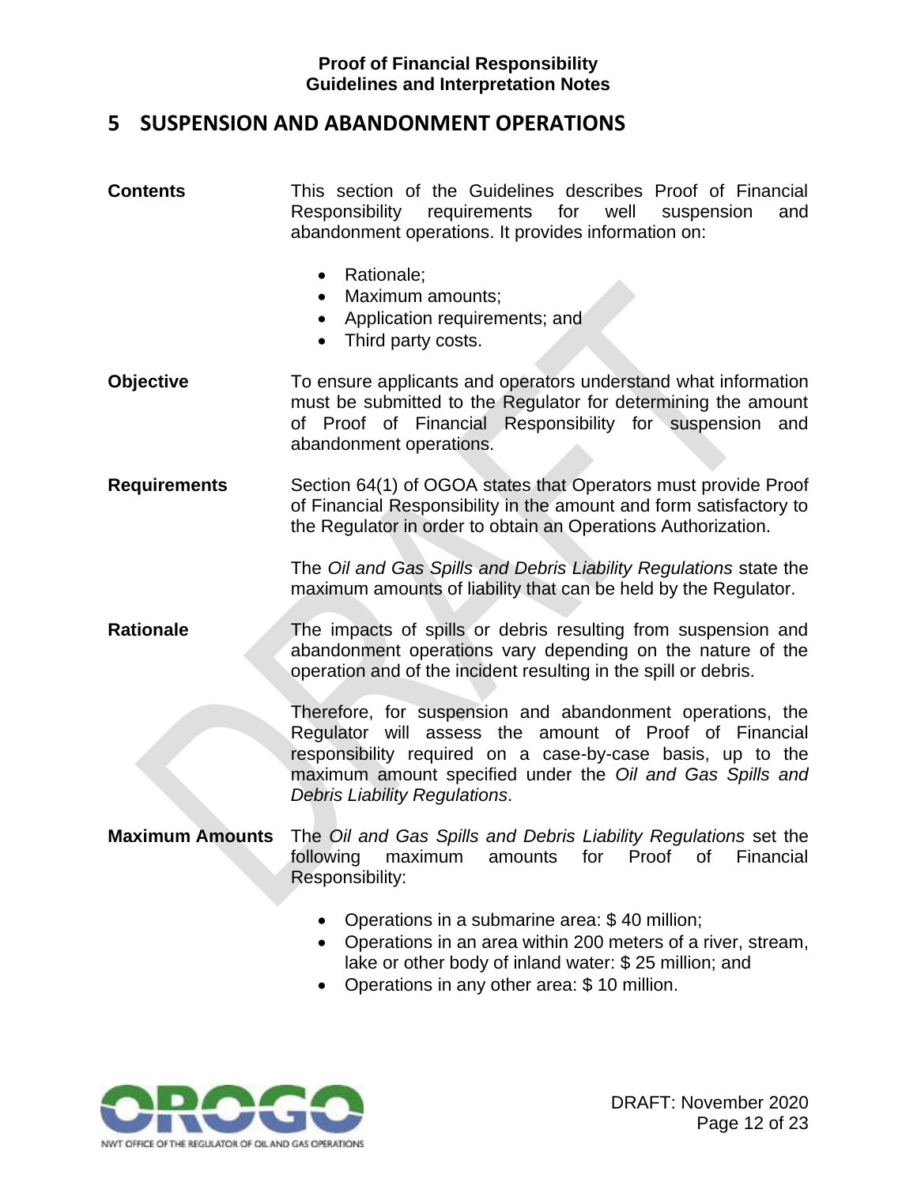## 5 SUSPENSION AND ABANDONMENT OPERATIONS

**Contents**

This section of the Guidelines describes Proof of Financial Responsibility requirements for well suspension and abandonment operations. It provides information on:

- Rationale;
- Maximum amounts;
- Application requirements; and
- Third party costs.

**Objective**

To ensure applicants and operators understand what information must be submitted to the Regulator for determining the amount of Proof of Financial Responsibility for suspension and abandonment operations.

**Requirements**

Section 64(1) of OGOA states that Operators must provide Proof of Financial Responsibility in the amount and form satisfactory to the Regulator in order to obtain an Operations Authorization.

The *Oil and Gas Spills and Debris Liability Regulations* state the maximum amounts of liability that can be held by the Regulator.

**Rationale**

The impacts of spills or debris resulting from suspension and abandonment operations vary depending on the nature of the operation and of the incident resulting in the spill or debris.

Therefore, for suspension and abandonment operations, the Regulator will assess the amount of Proof of Financial responsibility required on a case-by-case basis, up to the maximum amount specified under the *Oil and Gas Spills and Debris Liability Regulations*.

**Maximum Amounts**

The *Oil and Gas Spills and Debris Liability Regulations* set the following maximum amounts for Proof of Financial Responsibility:

- Operations in a submarine area: $ 40 million;
- Operations in an area within 200 meters of a river, stream, lake or other body of inland water: $ 25 million; and
- Operations in any other area: $ 10 million.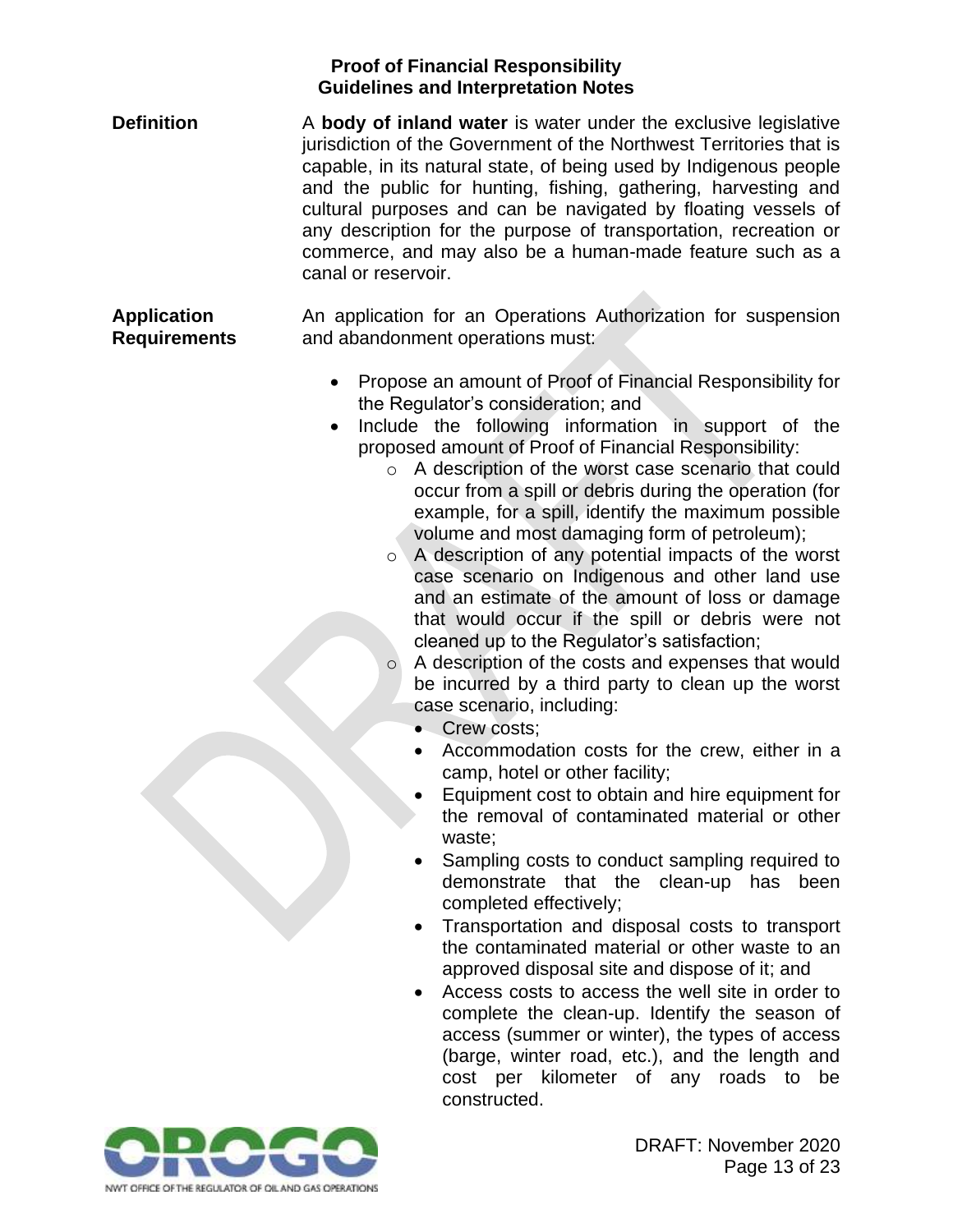**Definition**

A **body of inland water** is water under the exclusive legislative jurisdiction of the Government of the Northwest Territories that is capable, in its natural state, of being used by Indigenous people and the public for hunting, fishing, gathering, harvesting and cultural purposes and can be navigated by floating vessels of any description for the purpose of transportation, recreation or commerce, and may also be a human-made feature such as a canal or reservoir.

**Application Requirements**

An application for an Operations Authorization for suspension and abandonment operations must:

- Propose an amount of Proof of Financial Responsibility for the Regulator's consideration; and
- Include the following information in support of the proposed amount of Proof of Financial Responsibility:
    - A description of the worst case scenario that could occur from a spill or debris during the operation (for example, for a spill, identify the maximum possible volume and most damaging form of petroleum);
    - A description of any potential impacts of the worst case scenario on Indigenous and other land use and an estimate of the amount of loss or damage that would occur if the spill or debris were not cleaned up to the Regulator's satisfaction;
    - A description of the costs and expenses that would be incurred by a third party to clean up the worst case scenario, including:
        - Crew costs;
        - Accommodation costs for the crew, either in a camp, hotel or other facility;
        - Equipment cost to obtain and hire equipment for the removal of contaminated material or other waste;
        - Sampling costs to conduct sampling required to demonstrate that the clean-up has been completed effectively;
        - Transportation and disposal costs to transport the contaminated material or other waste to an approved disposal site and dispose of it; and
        - Access costs to access the well site in order to complete the clean-up. Identify the season of access (summer or winter), the types of access (barge, winter road, etc.), and the length and cost per kilometer of any roads to be constructed.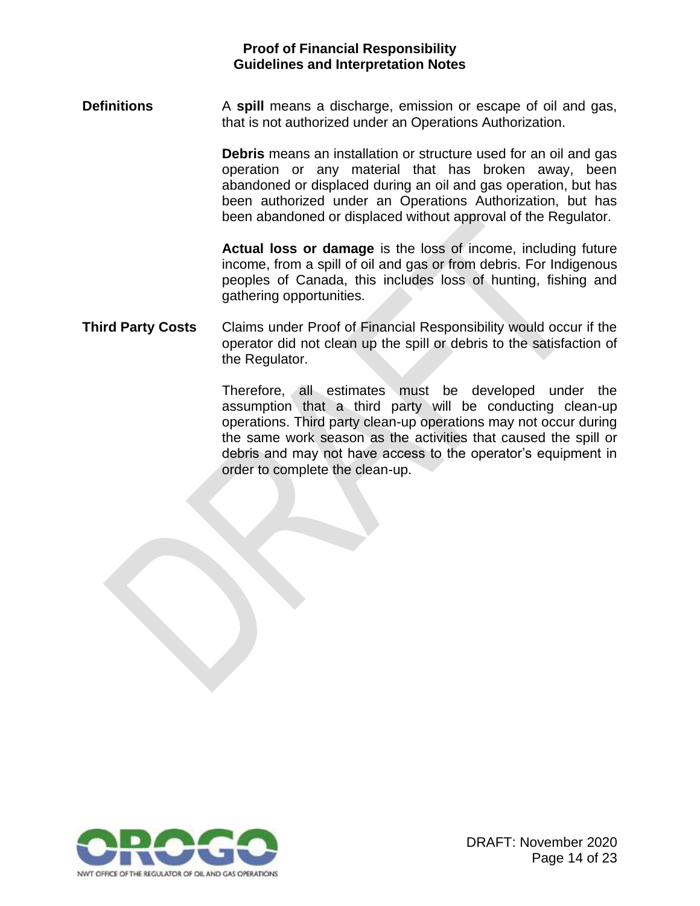## Definitions

A **spill** means a discharge, emission or escape of oil and gas, that is not authorized under an Operations Authorization.

**Debris** means an installation or structure used for an oil and gas operation or any material that has broken away, been abandoned or displaced during an oil and gas operation, but has been authorized under an Operations Authorization, but has been abandoned or displaced without approval of the Regulator.

**Actual loss or damage** is the loss of income, including future income, from a spill of oil and gas or from debris. For Indigenous peoples of Canada, this includes loss of hunting, fishing and gathering opportunities.

## Third Party Costs

Claims under Proof of Financial Responsibility would occur if the operator did not clean up the spill or debris to the satisfaction of the Regulator.

Therefore, all estimates must be developed under the assumption that a third party will be conducting clean-up operations. Third party clean-up operations may not occur during the same work season as the activities that caused the spill or debris and may not have access to the operator's equipment in order to complete the clean-up.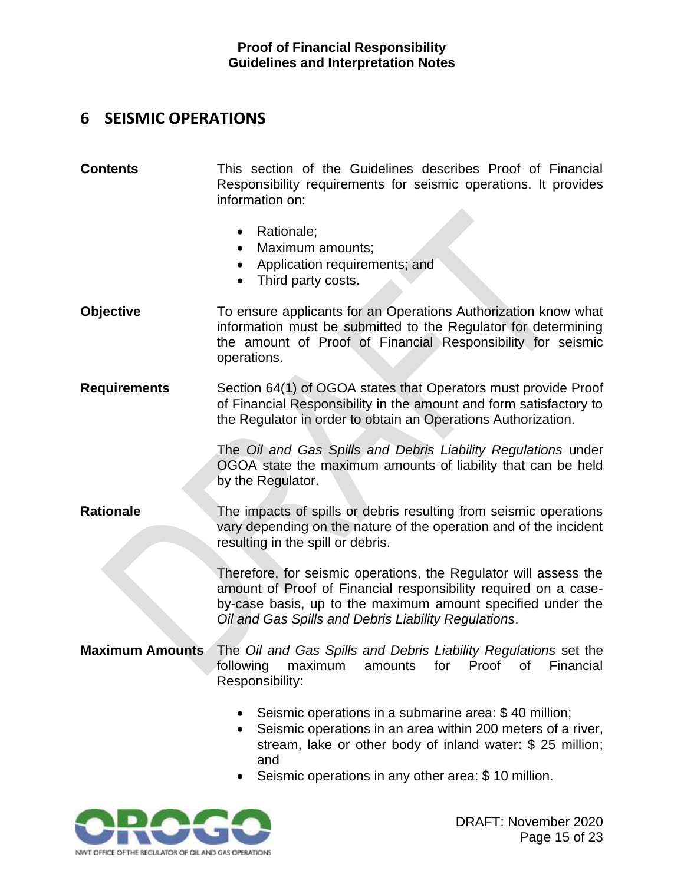## 6 SEISMIC OPERATIONS

**Contents**

This section of the Guidelines describes Proof of Financial Responsibility requirements for seismic operations. It provides information on:

- Rationale;
- Maximum amounts;
- Application requirements; and
- Third party costs.

**Objective**

To ensure applicants for an Operations Authorization know what information must be submitted to the Regulator for determining the amount of Proof of Financial Responsibility for seismic operations.

**Requirements**

Section 64(1) of OGOA states that Operators must provide Proof of Financial Responsibility in the amount and form satisfactory to the Regulator in order to obtain an Operations Authorization.

The *Oil and Gas Spills and Debris Liability Regulations* under OGOA state the maximum amounts of liability that can be held by the Regulator.

**Rationale**

The impacts of spills or debris resulting from seismic operations vary depending on the nature of the operation and of the incident resulting in the spill or debris.

Therefore, for seismic operations, the Regulator will assess the amount of Proof of Financial responsibility required on a case-by-case basis, up to the maximum amount specified under the *Oil and Gas Spills and Debris Liability Regulations*.

**Maximum Amounts**

The *Oil and Gas Spills and Debris Liability Regulations* set the following maximum amounts for Proof of Financial Responsibility:

- Seismic operations in a submarine area: $ 40 million;
- Seismic operations in an area within 200 meters of a river, stream, lake or other body of inland water: $ 25 million; and
- Seismic operations in any other area: $ 10 million.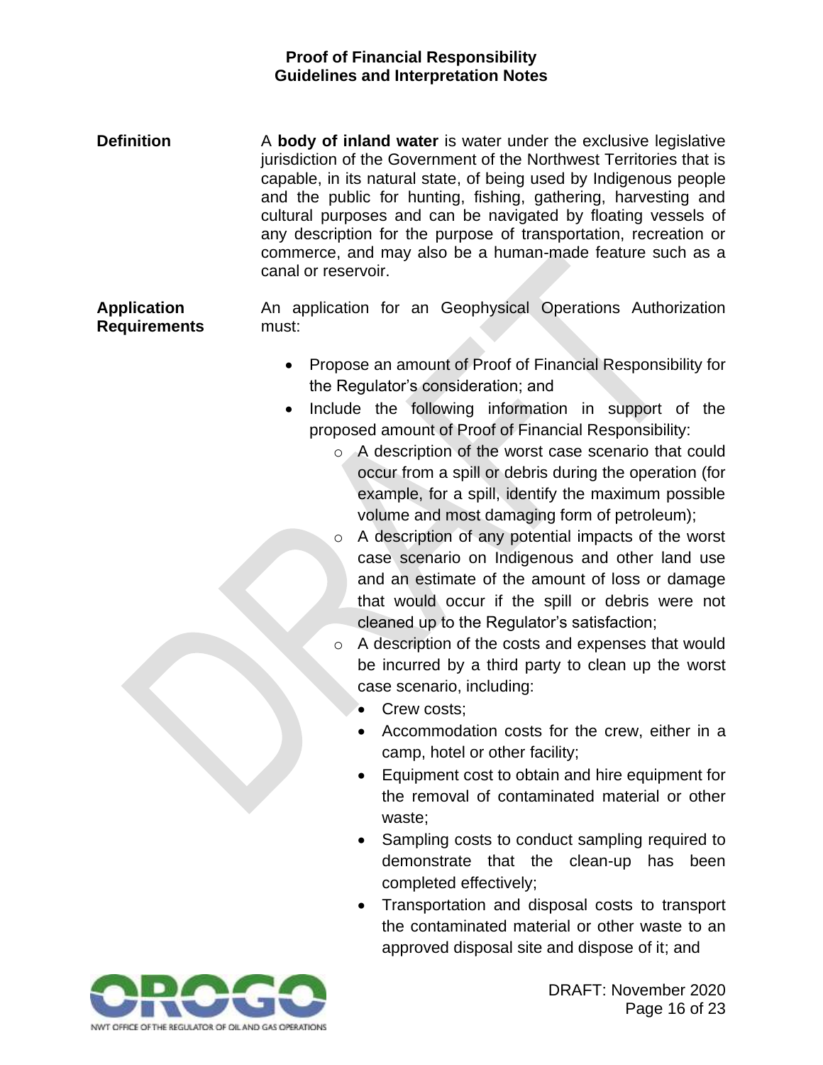**Definition**

A **body of inland water** is water under the exclusive legislative jurisdiction of the Government of the Northwest Territories that is capable, in its natural state, of being used by Indigenous people and the public for hunting, fishing, gathering, harvesting and cultural purposes and can be navigated by floating vessels of any description for the purpose of transportation, recreation or commerce, and may also be a human-made feature such as a canal or reservoir.

**Application Requirements**

An application for an Geophysical Operations Authorization must:

- Propose an amount of Proof of Financial Responsibility for the Regulator's consideration; and
- Include the following information in support of the proposed amount of Proof of Financial Responsibility:
  - A description of the worst case scenario that could occur from a spill or debris during the operation (for example, for a spill, identify the maximum possible volume and most damaging form of petroleum);
  - A description of any potential impacts of the worst case scenario on Indigenous and other land use and an estimate of the amount of loss or damage that would occur if the spill or debris were not cleaned up to the Regulator's satisfaction;
  - A description of the costs and expenses that would be incurred by a third party to clean up the worst case scenario, including:
    - Crew costs;
    - Accommodation costs for the crew, either in a camp, hotel or other facility;
    - Equipment cost to obtain and hire equipment for the removal of contaminated material or other waste;
    - Sampling costs to conduct sampling required to demonstrate that the clean-up has been completed effectively;
    - Transportation and disposal costs to transport the contaminated material or other waste to an approved disposal site and dispose of it; and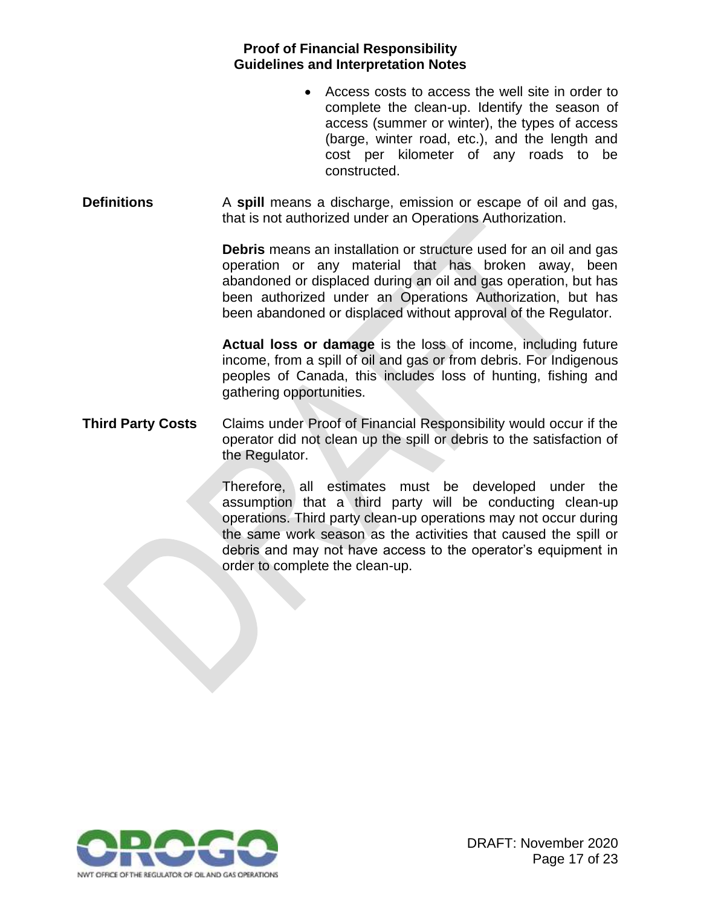- Access costs to access the well site in order to complete the clean-up. Identify the season of access (summer or winter), the types of access (barge, winter road, etc.), and the length and cost per kilometer of any roads to be constructed.

**Definitions**

A **spill** means a discharge, emission or escape of oil and gas, that is not authorized under an Operations Authorization.

**Debris** means an installation or structure used for an oil and gas operation or any material that has broken away, been abandoned or displaced during an oil and gas operation, but has been authorized under an Operations Authorization, but has been abandoned or displaced without approval of the Regulator.

**Actual loss or damage** is the loss of income, including future income, from a spill of oil and gas or from debris. For Indigenous peoples of Canada, this includes loss of hunting, fishing and gathering opportunities.

**Third Party Costs**

Claims under Proof of Financial Responsibility would occur if the operator did not clean up the spill or debris to the satisfaction of the Regulator.

Therefore, all estimates must be developed under the assumption that a third party will be conducting clean-up operations. Third party clean-up operations may not occur during the same work season as the activities that caused the spill or debris and may not have access to the operator's equipment in order to complete the clean-up.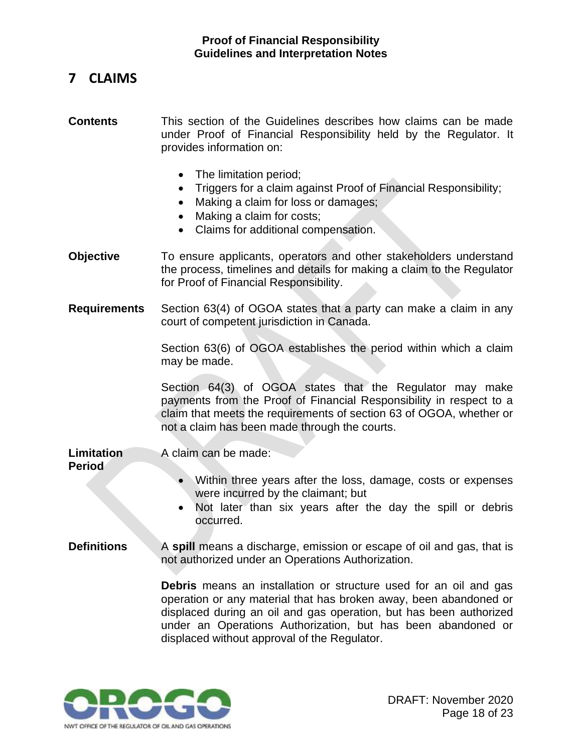# 7 CLAIMS

**Contents**

This section of the Guidelines describes how claims can be made under Proof of Financial Responsibility held by the Regulator. It provides information on:

- The limitation period;
- Triggers for a claim against Proof of Financial Responsibility;
- Making a claim for loss or damages;
- Making a claim for costs;
- Claims for additional compensation.

**Objective**

To ensure applicants, operators and other stakeholders understand the process, timelines and details for making a claim to the Regulator for Proof of Financial Responsibility.

**Requirements**

Section 63(4) of OGOA states that a party can make a claim in any court of competent jurisdiction in Canada.

Section 63(6) of OGOA establishes the period within which a claim may be made.

Section 64(3) of OGOA states that the Regulator may make payments from the Proof of Financial Responsibility in respect to a claim that meets the requirements of section 63 of OGOA, whether or not a claim has been made through the courts.

**Limitation Period**

A claim can be made:

- Within three years after the loss, damage, costs or expenses were incurred by the claimant; but
- Not later than six years after the day the spill or debris occurred.

**Definitions**

A **spill** means a discharge, emission or escape of oil and gas, that is not authorized under an Operations Authorization.

**Debris** means an installation or structure used for an oil and gas operation or any material that has broken away, been abandoned or displaced during an oil and gas operation, but has been authorized under an Operations Authorization, but has been abandoned or displaced without approval of the Regulator.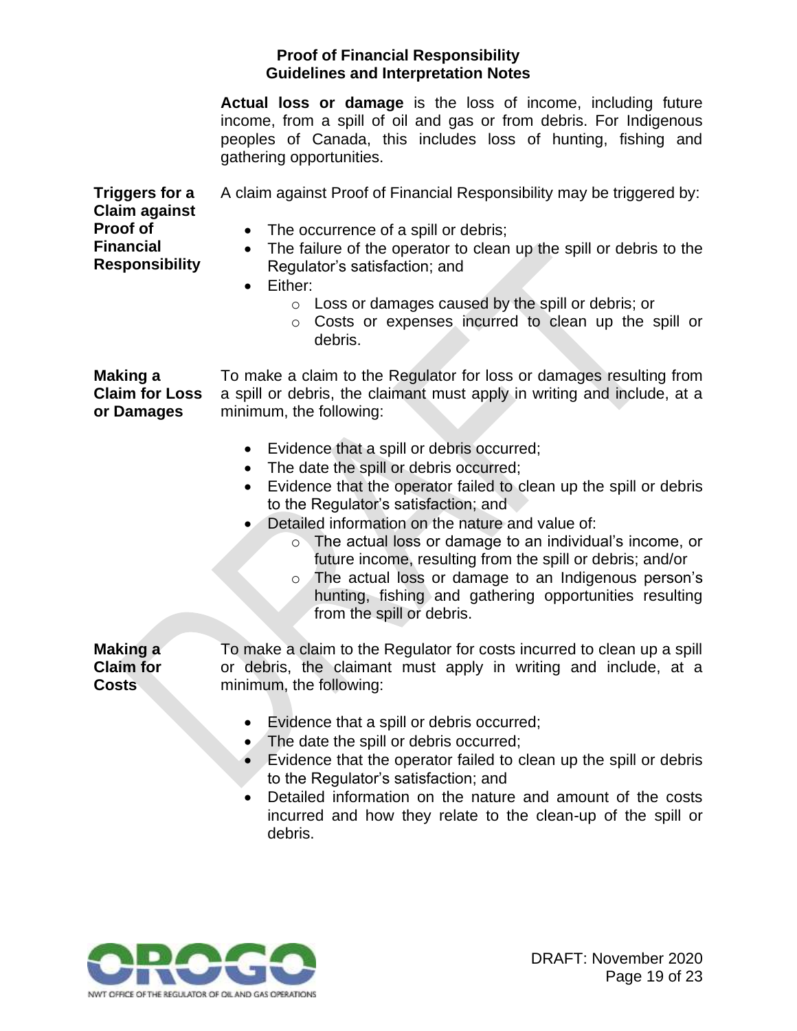**Actual loss or damage** is the loss of income, including future income, from a spill of oil and gas or from debris. For Indigenous peoples of Canada, this includes loss of hunting, fishing and gathering opportunities.

**Triggers for a Claim against Proof of Financial Responsibility**

A claim against Proof of Financial Responsibility may be triggered by:

- The occurrence of a spill or debris;
- The failure of the operator to clean up the spill or debris to the Regulator's satisfaction; and
- Either:
  - Loss or damages caused by the spill or debris; or
  - Costs or expenses incurred to clean up the spill or debris.

**Making a Claim for Loss or Damages**

To make a claim to the Regulator for loss or damages resulting from a spill or debris, the claimant must apply in writing and include, at a minimum, the following:

- Evidence that a spill or debris occurred;
- The date the spill or debris occurred;
- Evidence that the operator failed to clean up the spill or debris to the Regulator's satisfaction; and
- Detailed information on the nature and value of:
  - The actual loss or damage to an individual's income, or future income, resulting from the spill or debris; and/or
  - The actual loss or damage to an Indigenous person's hunting, fishing and gathering opportunities resulting from the spill or debris.

**Making a Claim for Costs**

To make a claim to the Regulator for costs incurred to clean up a spill or debris, the claimant must apply in writing and include, at a minimum, the following:

- Evidence that a spill or debris occurred;
- The date the spill or debris occurred;
- Evidence that the operator failed to clean up the spill or debris to the Regulator's satisfaction; and
- Detailed information on the nature and amount of the costs incurred and how they relate to the clean-up of the spill or debris.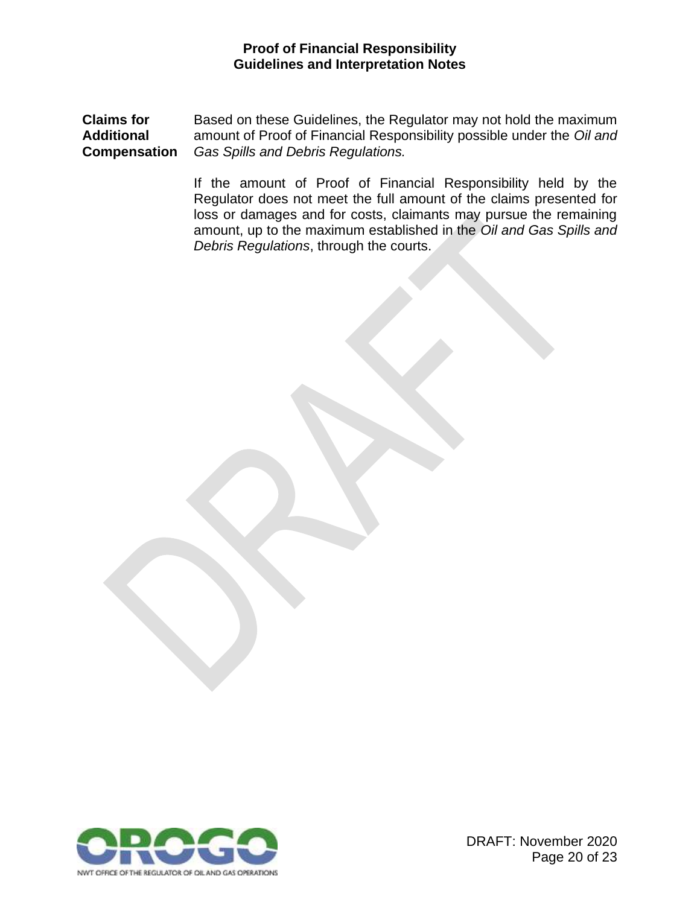**Claims for Additional Compensation**

Based on these Guidelines, the Regulator may not hold the maximum amount of Proof of Financial Responsibility possible under the *Oil and Gas Spills and Debris Regulations.*

If the amount of Proof of Financial Responsibility held by the Regulator does not meet the full amount of the claims presented for loss or damages and for costs, claimants may pursue the remaining amount, up to the maximum established in the *Oil and Gas Spills and Debris Regulations*, through the courts.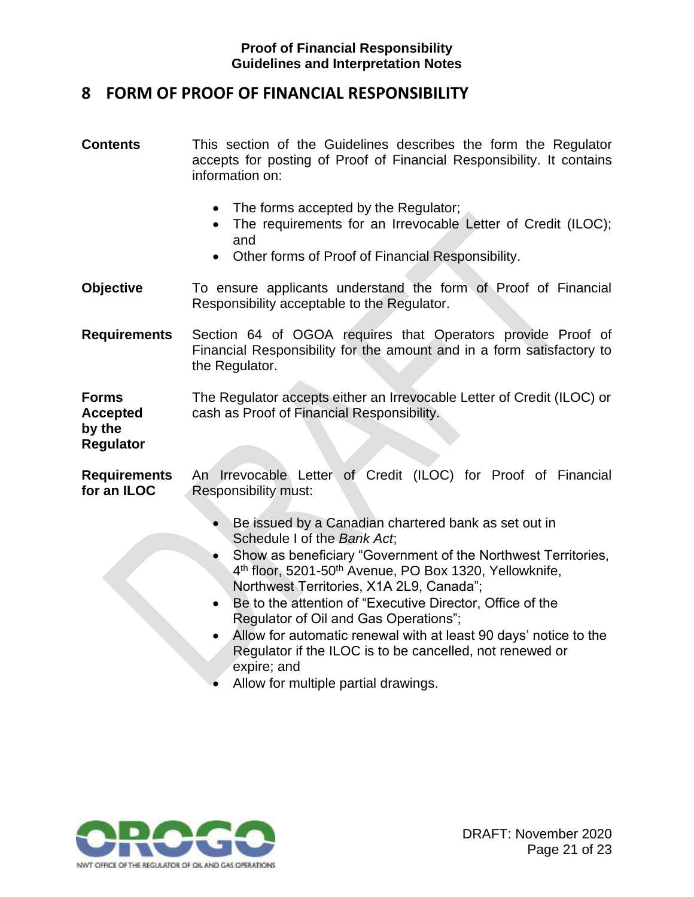# 8 FORM OF PROOF OF FINANCIAL RESPONSIBILITY

**Contents**

This section of the Guidelines describes the form the Regulator accepts for posting of Proof of Financial Responsibility. It contains information on:

- The forms accepted by the Regulator;
- The requirements for an Irrevocable Letter of Credit (ILOC); and
- Other forms of Proof of Financial Responsibility.

**Objective**

To ensure applicants understand the form of Proof of Financial Responsibility acceptable to the Regulator.

**Requirements**

Section 64 of OGOA requires that Operators provide Proof of Financial Responsibility for the amount and in a form satisfactory to the Regulator.

**Forms Accepted by the Regulator**

The Regulator accepts either an Irrevocable Letter of Credit (ILOC) or cash as Proof of Financial Responsibility.

**Requirements for an ILOC**

An Irrevocable Letter of Credit (ILOC) for Proof of Financial Responsibility must:

- Be issued by a Canadian chartered bank as set out in Schedule I of the *Bank Act*;
- Show as beneficiary "Government of the Northwest Territories, 4th floor, 5201-50th Avenue, PO Box 1320, Yellowknife, Northwest Territories, X1A 2L9, Canada";
- Be to the attention of "Executive Director, Office of the Regulator of Oil and Gas Operations";
- Allow for automatic renewal with at least 90 days' notice to the Regulator if the ILOC is to be cancelled, not renewed or expire; and
- Allow for multiple partial drawings.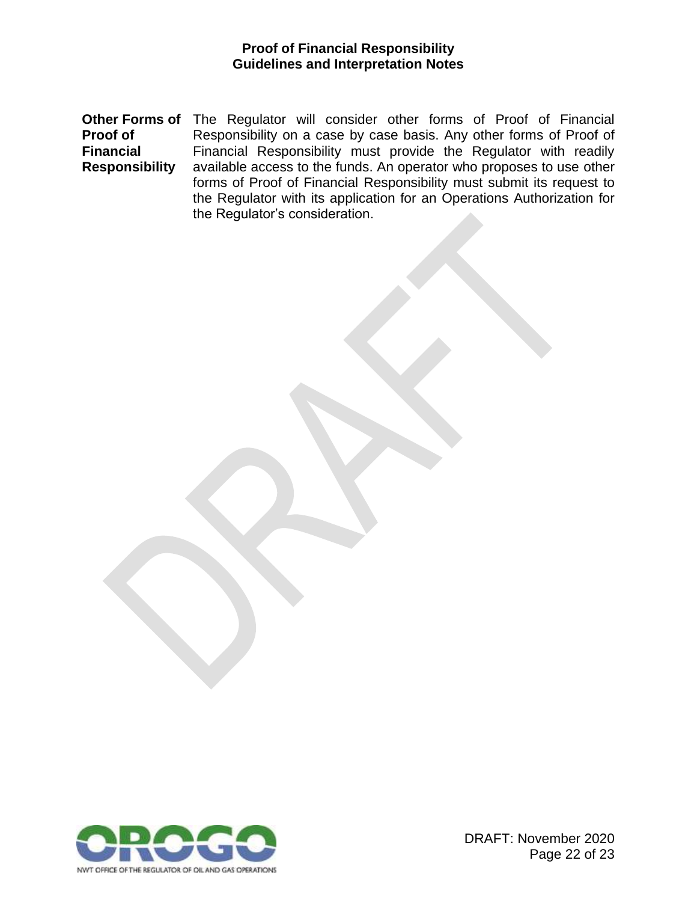**Other Forms of Proof of Financial Responsibility**

The Regulator will consider other forms of Proof of Financial Responsibility on a case by case basis. Any other forms of Proof of Financial Responsibility must provide the Regulator with readily available access to the funds. An operator who proposes to use other forms of Proof of Financial Responsibility must submit its request to the Regulator with its application for an Operations Authorization for the Regulator's consideration.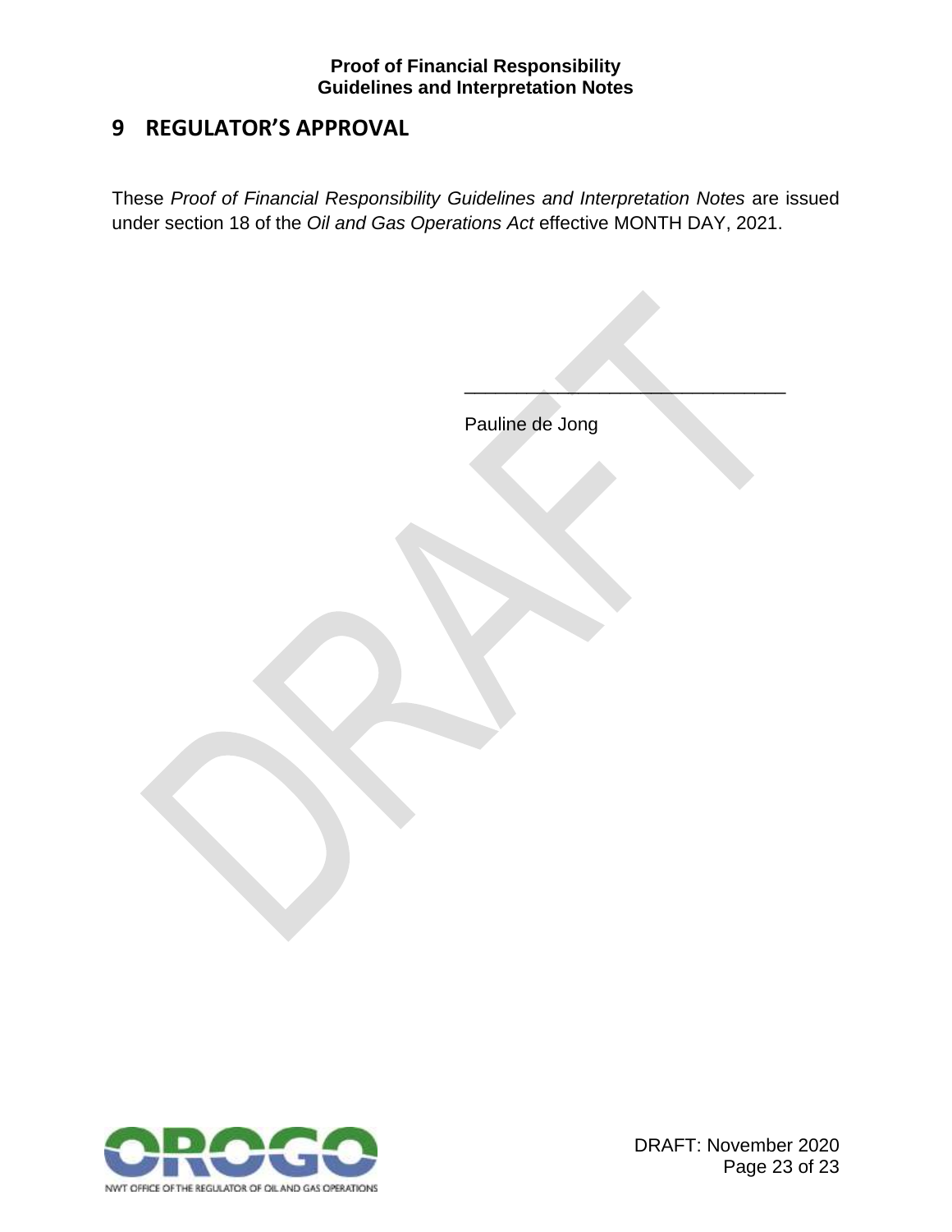# 9 REGULATOR'S APPROVAL

These *Proof of Financial Responsibility Guidelines and Interpretation Notes* are issued under section 18 of the *Oil and Gas Operations Act* effective MONTH DAY, 2021.

\_\_\_\_\_\_\_\_\_\_\_\_\_\_\_\_\_\_\_\_\_\_\_\_\_\_\_\_\_\_\_\_

Pauline de Jong